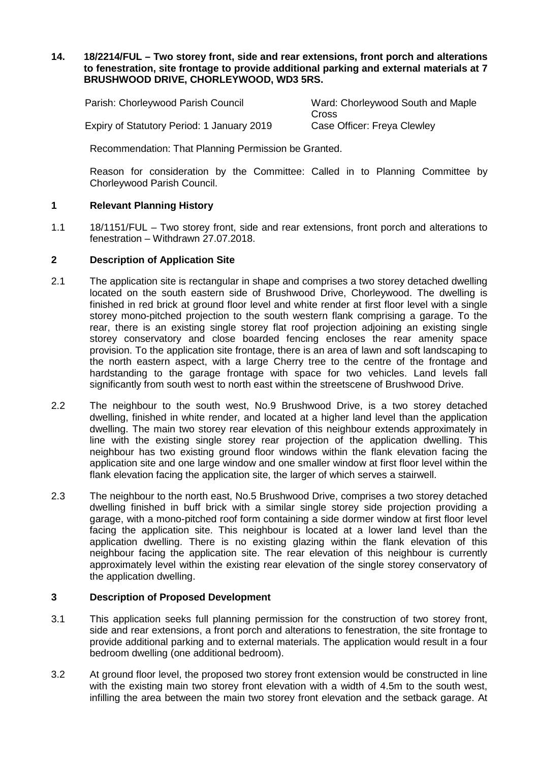**14. 18/2214/FUL – Two storey front, side and rear extensions, front porch and alterations to fenestration, site frontage to provide additional parking and external materials at 7 BRUSHWOOD DRIVE, CHORLEYWOOD, WD3 5RS.**

| | |
|---|---|
| Parish: Chorleywood Parish Council | Ward: Chorleywood South and Maple Cross |
| Expiry of Statutory Period: 1 January 2019 | Case Officer: Freya Clewley |

Recommendation: That Planning Permission be Granted.

Reason for consideration by the Committee: Called in to Planning Committee by Chorleywood Parish Council.

## 1 Relevant Planning History

1.1 18/1151/FUL – Two storey front, side and rear extensions, front porch and alterations to fenestration – Withdrawn 27.07.2018.

## 2 Description of Application Site

2.1 The application site is rectangular in shape and comprises a two storey detached dwelling located on the south eastern side of Brushwood Drive, Chorleywood. The dwelling is finished in red brick at ground floor level and white render at first floor level with a single storey mono-pitched projection to the south western flank comprising a garage. To the rear, there is an existing single storey flat roof projection adjoining an existing single storey conservatory and close boarded fencing encloses the rear amenity space provision. To the application site frontage, there is an area of lawn and soft landscaping to the north eastern aspect, with a large Cherry tree to the centre of the frontage and hardstanding to the garage frontage with space for two vehicles. Land levels fall significantly from south west to north east within the streetscene of Brushwood Drive.

2.2 The neighbour to the south west, No.9 Brushwood Drive, is a two storey detached dwelling, finished in white render, and located at a higher land level than the application dwelling. The main two storey rear elevation of this neighbour extends approximately in line with the existing single storey rear projection of the application dwelling. This neighbour has two existing ground floor windows within the flank elevation facing the application site and one large window and one smaller window at first floor level within the flank elevation facing the application site, the larger of which serves a stairwell.

2.3 The neighbour to the north east, No.5 Brushwood Drive, comprises a two storey detached dwelling finished in buff brick with a similar single storey side projection providing a garage, with a mono-pitched roof form containing a side dormer window at first floor level facing the application site. This neighbour is located at a lower land level than the application dwelling. There is no existing glazing within the flank elevation of this neighbour facing the application site. The rear elevation of this neighbour is currently approximately level within the existing rear elevation of the single storey conservatory of the application dwelling.

## 3 Description of Proposed Development

3.1 This application seeks full planning permission for the construction of two storey front, side and rear extensions, a front porch and alterations to fenestration, the site frontage to provide additional parking and to external materials. The application would result in a four bedroom dwelling (one additional bedroom).

3.2 At ground floor level, the proposed two storey front extension would be constructed in line with the existing main two storey front elevation with a width of 4.5m to the south west, infilling the area between the main two storey front elevation and the setback garage. At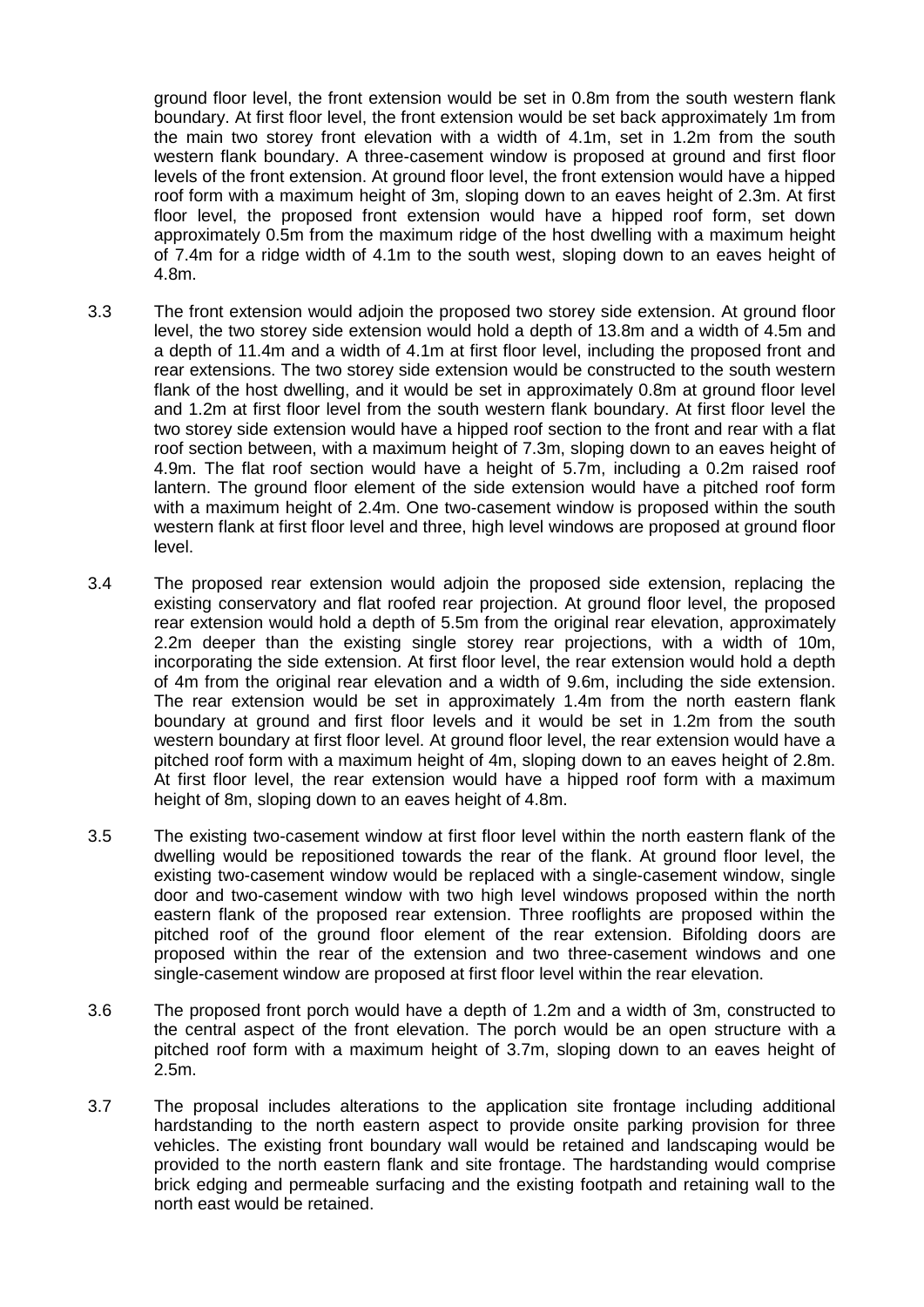ground floor level, the front extension would be set in 0.8m from the south western flank boundary. At first floor level, the front extension would be set back approximately 1m from the main two storey front elevation with a width of 4.1m, set in 1.2m from the south western flank boundary. A three-casement window is proposed at ground and first floor levels of the front extension. At ground floor level, the front extension would have a hipped roof form with a maximum height of 3m, sloping down to an eaves height of 2.3m. At first floor level, the proposed front extension would have a hipped roof form, set down approximately 0.5m from the maximum ridge of the host dwelling with a maximum height of 7.4m for a ridge width of 4.1m to the south west, sloping down to an eaves height of 4.8m.

3.3 The front extension would adjoin the proposed two storey side extension. At ground floor level, the two storey side extension would hold a depth of 13.8m and a width of 4.5m and a depth of 11.4m and a width of 4.1m at first floor level, including the proposed front and rear extensions. The two storey side extension would be constructed to the south western flank of the host dwelling, and it would be set in approximately 0.8m at ground floor level and 1.2m at first floor level from the south western flank boundary. At first floor level the two storey side extension would have a hipped roof section to the front and rear with a flat roof section between, with a maximum height of 7.3m, sloping down to an eaves height of 4.9m. The flat roof section would have a height of 5.7m, including a 0.2m raised roof lantern. The ground floor element of the side extension would have a pitched roof form with a maximum height of 2.4m. One two-casement window is proposed within the south western flank at first floor level and three, high level windows are proposed at ground floor level.

3.4 The proposed rear extension would adjoin the proposed side extension, replacing the existing conservatory and flat roofed rear projection. At ground floor level, the proposed rear extension would hold a depth of 5.5m from the original rear elevation, approximately 2.2m deeper than the existing single storey rear projections, with a width of 10m, incorporating the side extension. At first floor level, the rear extension would hold a depth of 4m from the original rear elevation and a width of 9.6m, including the side extension. The rear extension would be set in approximately 1.4m from the north eastern flank boundary at ground and first floor levels and it would be set in 1.2m from the south western boundary at first floor level. At ground floor level, the rear extension would have a pitched roof form with a maximum height of 4m, sloping down to an eaves height of 2.8m. At first floor level, the rear extension would have a hipped roof form with a maximum height of 8m, sloping down to an eaves height of 4.8m.

3.5 The existing two-casement window at first floor level within the north eastern flank of the dwelling would be repositioned towards the rear of the flank. At ground floor level, the existing two-casement window would be replaced with a single-casement window, single door and two-casement window with two high level windows proposed within the north eastern flank of the proposed rear extension. Three rooflights are proposed within the pitched roof of the ground floor element of the rear extension. Bifolding doors are proposed within the rear of the extension and two three-casement windows and one single-casement window are proposed at first floor level within the rear elevation.

3.6 The proposed front porch would have a depth of 1.2m and a width of 3m, constructed to the central aspect of the front elevation. The porch would be an open structure with a pitched roof form with a maximum height of 3.7m, sloping down to an eaves height of 2.5m.

3.7 The proposal includes alterations to the application site frontage including additional hardstanding to the north eastern aspect to provide onsite parking provision for three vehicles. The existing front boundary wall would be retained and landscaping would be provided to the north eastern flank and site frontage. The hardstanding would comprise brick edging and permeable surfacing and the existing footpath and retaining wall to the north east would be retained.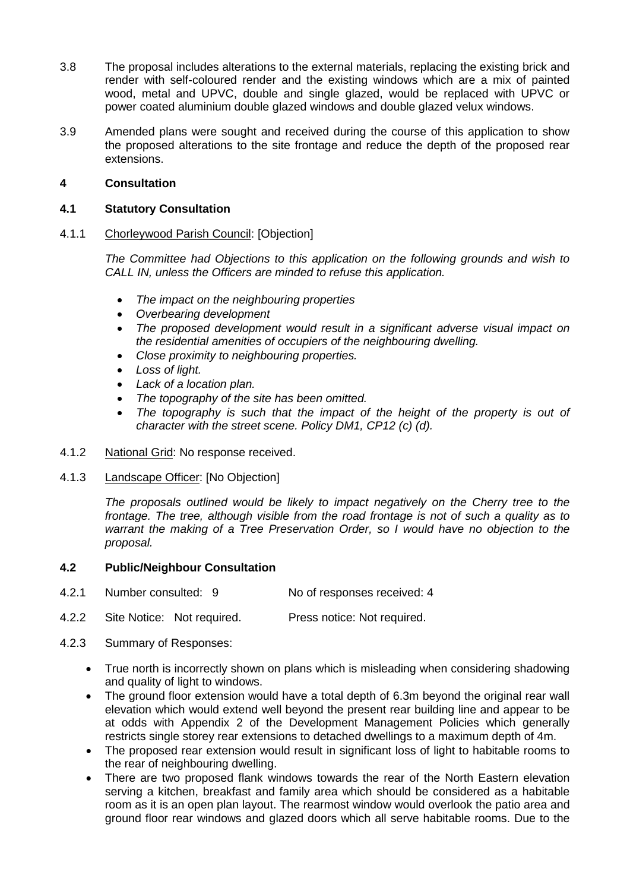3.8 The proposal includes alterations to the external materials, replacing the existing brick and render with self-coloured render and the existing windows which are a mix of painted wood, metal and UPVC, double and single glazed, would be replaced with UPVC or power coated aluminium double glazed windows and double glazed velux windows.

3.9 Amended plans were sought and received during the course of this application to show the proposed alterations to the site frontage and reduce the depth of the proposed rear extensions.

## 4 Consultation

### 4.1 Statutory Consultation

4.1.1 Chorleywood Parish Council: [Objection]

*The Committee had Objections to this application on the following grounds and wish to CALL IN, unless the Officers are minded to refuse this application.*

- *The impact on the neighbouring properties*
- *Overbearing development*
- *The proposed development would result in a significant adverse visual impact on the residential amenities of occupiers of the neighbouring dwelling.*
- *Close proximity to neighbouring properties.*
- *Loss of light.*
- *Lack of a location plan.*
- *The topography of the site has been omitted.*
- *The topography is such that the impact of the height of the property is out of character with the street scene. Policy DM1, CP12 (c) (d).*

4.1.2 National Grid: No response received.

4.1.3 Landscape Officer: [No Objection]

*The proposals outlined would be likely to impact negatively on the Cherry tree to the frontage. The tree, although visible from the road frontage is not of such a quality as to warrant the making of a Tree Preservation Order, so I would have no objection to the proposal.*

### 4.2 Public/Neighbour Consultation

4.2.1 Number consulted: 9 No of responses received: 4

4.2.2 Site Notice: Not required. Press notice: Not required.

4.2.3 Summary of Responses:

- True north is incorrectly shown on plans which is misleading when considering shadowing and quality of light to windows.
- The ground floor extension would have a total depth of 6.3m beyond the original rear wall elevation which would extend well beyond the present rear building line and appear to be at odds with Appendix 2 of the Development Management Policies which generally restricts single storey rear extensions to detached dwellings to a maximum depth of 4m.
- The proposed rear extension would result in significant loss of light to habitable rooms to the rear of neighbouring dwelling.
- There are two proposed flank windows towards the rear of the North Eastern elevation serving a kitchen, breakfast and family area which should be considered as a habitable room as it is an open plan layout. The rearmost window would overlook the patio area and ground floor rear windows and glazed doors which all serve habitable rooms. Due to the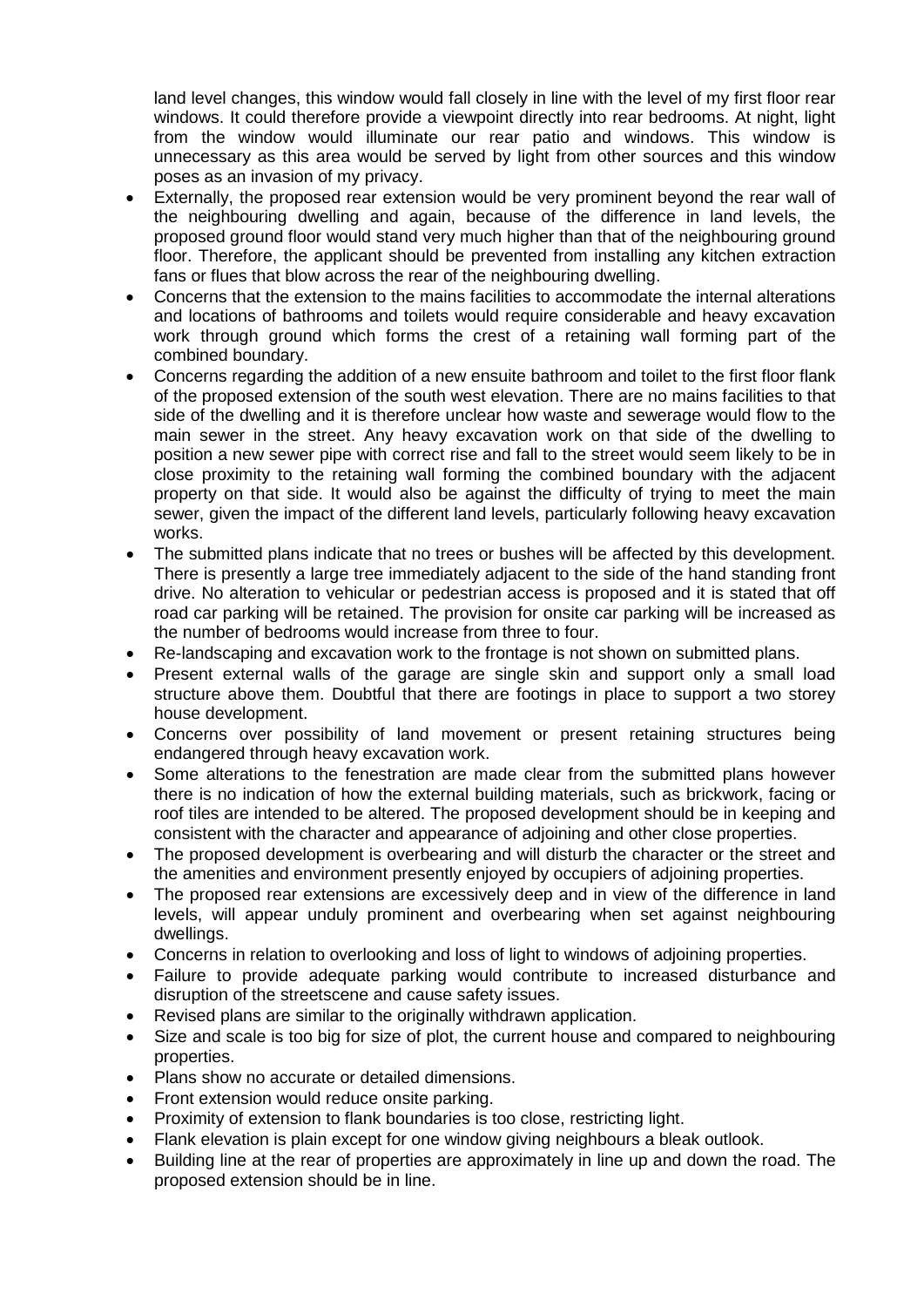land level changes, this window would fall closely in line with the level of my first floor rear windows. It could therefore provide a viewpoint directly into rear bedrooms. At night, light from the window would illuminate our rear patio and windows. This window is unnecessary as this area would be served by light from other sources and this window poses as an invasion of my privacy.

- Externally, the proposed rear extension would be very prominent beyond the rear wall of the neighbouring dwelling and again, because of the difference in land levels, the proposed ground floor would stand very much higher than that of the neighbouring ground floor. Therefore, the applicant should be prevented from installing any kitchen extraction fans or flues that blow across the rear of the neighbouring dwelling.
- Concerns that the extension to the mains facilities to accommodate the internal alterations and locations of bathrooms and toilets would require considerable and heavy excavation work through ground which forms the crest of a retaining wall forming part of the combined boundary.
- Concerns regarding the addition of a new ensuite bathroom and toilet to the first floor flank of the proposed extension of the south west elevation. There are no mains facilities to that side of the dwelling and it is therefore unclear how waste and sewerage would flow to the main sewer in the street. Any heavy excavation work on that side of the dwelling to position a new sewer pipe with correct rise and fall to the street would seem likely to be in close proximity to the retaining wall forming the combined boundary with the adjacent property on that side. It would also be against the difficulty of trying to meet the main sewer, given the impact of the different land levels, particularly following heavy excavation works.
- The submitted plans indicate that no trees or bushes will be affected by this development. There is presently a large tree immediately adjacent to the side of the hand standing front drive. No alteration to vehicular or pedestrian access is proposed and it is stated that off road car parking will be retained. The provision for onsite car parking will be increased as the number of bedrooms would increase from three to four.
- Re-landscaping and excavation work to the frontage is not shown on submitted plans.
- Present external walls of the garage are single skin and support only a small load structure above them. Doubtful that there are footings in place to support a two storey house development.
- Concerns over possibility of land movement or present retaining structures being endangered through heavy excavation work.
- Some alterations to the fenestration are made clear from the submitted plans however there is no indication of how the external building materials, such as brickwork, facing or roof tiles are intended to be altered. The proposed development should be in keeping and consistent with the character and appearance of adjoining and other close properties.
- The proposed development is overbearing and will disturb the character or the street and the amenities and environment presently enjoyed by occupiers of adjoining properties.
- The proposed rear extensions are excessively deep and in view of the difference in land levels, will appear unduly prominent and overbearing when set against neighbouring dwellings.
- Concerns in relation to overlooking and loss of light to windows of adjoining properties.
- Failure to provide adequate parking would contribute to increased disturbance and disruption of the streetscene and cause safety issues.
- Revised plans are similar to the originally withdrawn application.
- Size and scale is too big for size of plot, the current house and compared to neighbouring properties.
- Plans show no accurate or detailed dimensions.
- Front extension would reduce onsite parking.
- Proximity of extension to flank boundaries is too close, restricting light.
- Flank elevation is plain except for one window giving neighbours a bleak outlook.
- Building line at the rear of properties are approximately in line up and down the road. The proposed extension should be in line.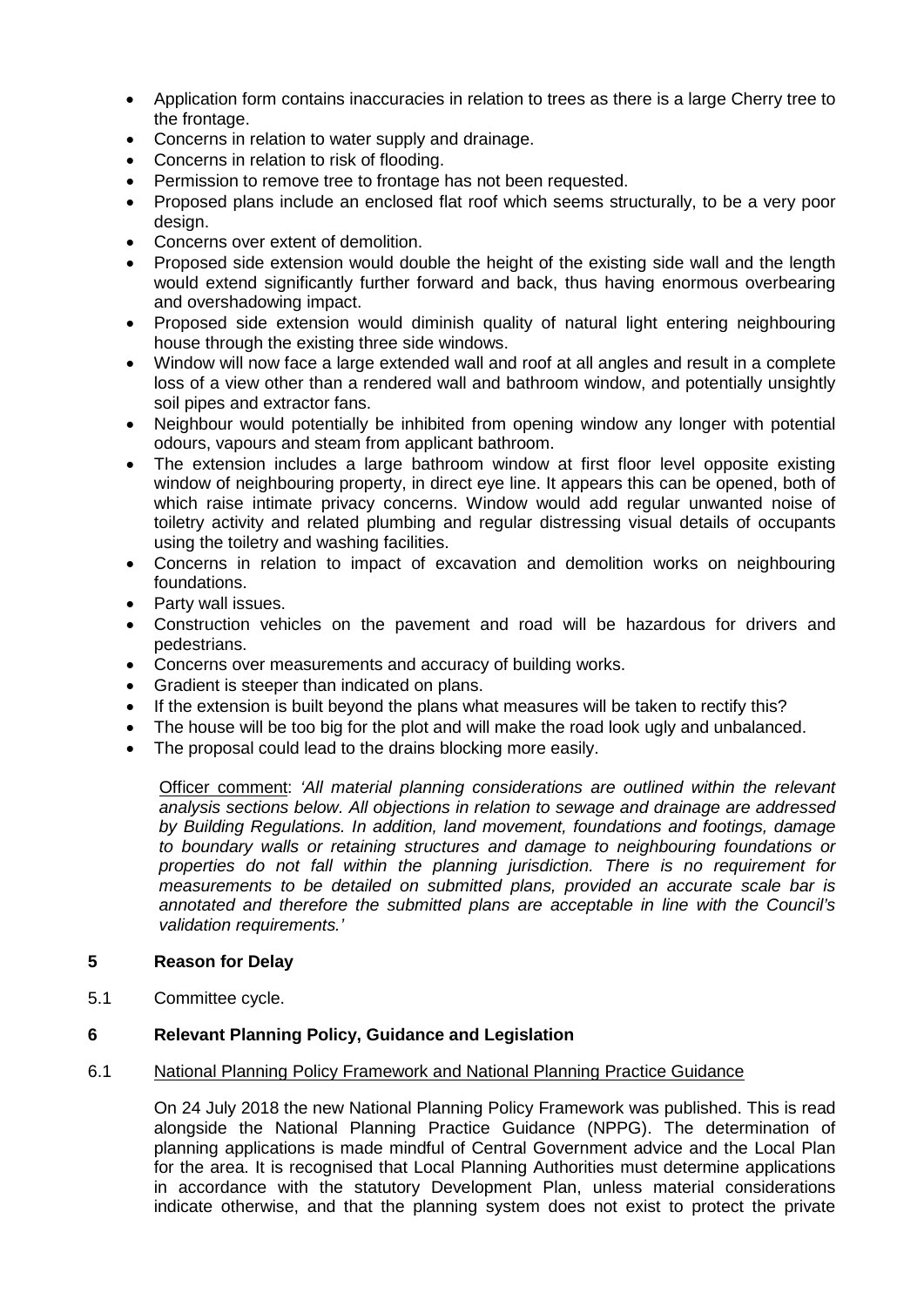- Application form contains inaccuracies in relation to trees as there is a large Cherry tree to the frontage.
- Concerns in relation to water supply and drainage.
- Concerns in relation to risk of flooding.
- Permission to remove tree to frontage has not been requested.
- Proposed plans include an enclosed flat roof which seems structurally, to be a very poor design.
- Concerns over extent of demolition.
- Proposed side extension would double the height of the existing side wall and the length would extend significantly further forward and back, thus having enormous overbearing and overshadowing impact.
- Proposed side extension would diminish quality of natural light entering neighbouring house through the existing three side windows.
- Window will now face a large extended wall and roof at all angles and result in a complete loss of a view other than a rendered wall and bathroom window, and potentially unsightly soil pipes and extractor fans.
- Neighbour would potentially be inhibited from opening window any longer with potential odours, vapours and steam from applicant bathroom.
- The extension includes a large bathroom window at first floor level opposite existing window of neighbouring property, in direct eye line. It appears this can be opened, both of which raise intimate privacy concerns. Window would add regular unwanted noise of toiletry activity and related plumbing and regular distressing visual details of occupants using the toiletry and washing facilities.
- Concerns in relation to impact of excavation and demolition works on neighbouring foundations.
- Party wall issues.
- Construction vehicles on the pavement and road will be hazardous for drivers and pedestrians.
- Concerns over measurements and accuracy of building works.
- Gradient is steeper than indicated on plans.
- If the extension is built beyond the plans what measures will be taken to rectify this?
- The house will be too big for the plot and will make the road look ugly and unbalanced.
- The proposal could lead to the drains blocking more easily.

Officer comment: *'All material planning considerations are outlined within the relevant analysis sections below. All objections in relation to sewage and drainage are addressed by Building Regulations. In addition, land movement, foundations and footings, damage to boundary walls or retaining structures and damage to neighbouring foundations or properties do not fall within the planning jurisdiction. There is no requirement for measurements to be detailed on submitted plans, provided an accurate scale bar is annotated and therefore the submitted plans are acceptable in line with the Council's validation requirements.'*

## 5 Reason for Delay

5.1 Committee cycle.

## 6 Relevant Planning Policy, Guidance and Legislation

6.1 National Planning Policy Framework and National Planning Practice Guidance

On 24 July 2018 the new National Planning Policy Framework was published. This is read alongside the National Planning Practice Guidance (NPPG). The determination of planning applications is made mindful of Central Government advice and the Local Plan for the area. It is recognised that Local Planning Authorities must determine applications in accordance with the statutory Development Plan, unless material considerations indicate otherwise, and that the planning system does not exist to protect the private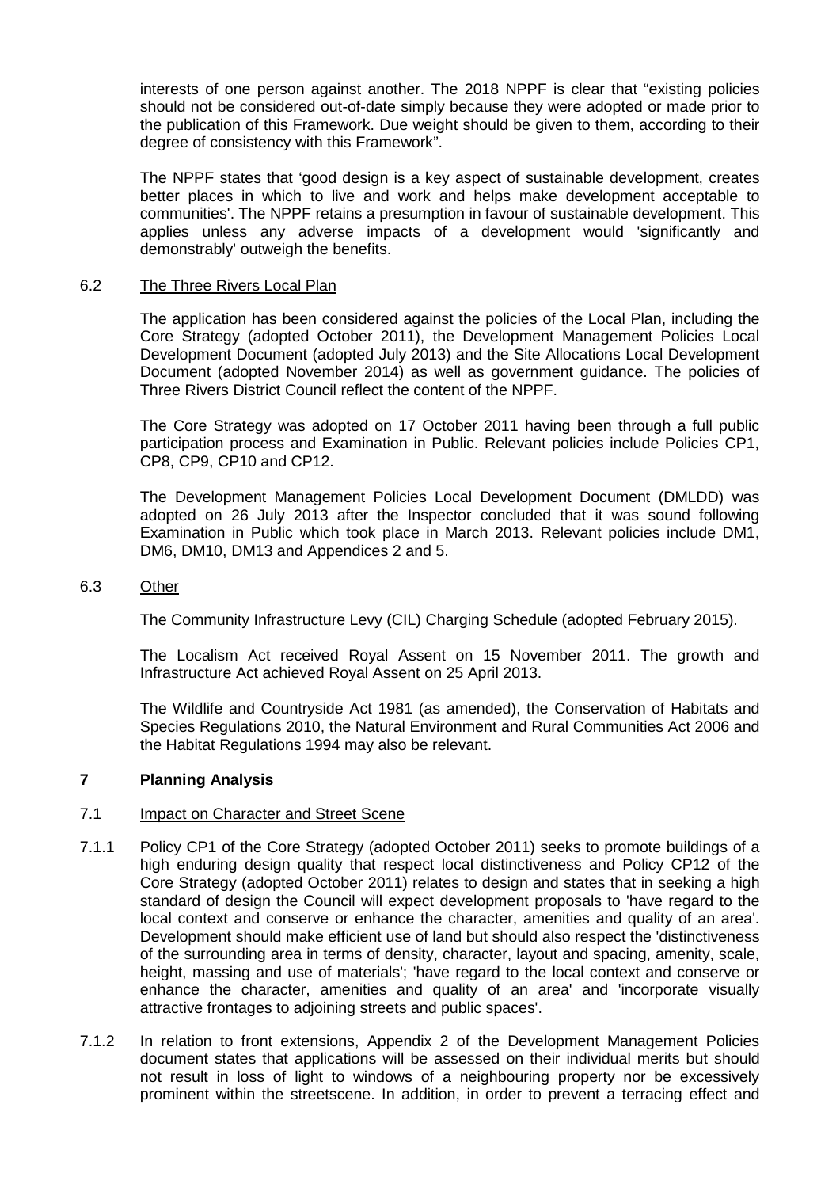interests of one person against another. The 2018 NPPF is clear that "existing policies should not be considered out-of-date simply because they were adopted or made prior to the publication of this Framework. Due weight should be given to them, according to their degree of consistency with this Framework".

The NPPF states that 'good design is a key aspect of sustainable development, creates better places in which to live and work and helps make development acceptable to communities'. The NPPF retains a presumption in favour of sustainable development. This applies unless any adverse impacts of a development would 'significantly and demonstrably' outweigh the benefits.

6.2 The Three Rivers Local Plan

The application has been considered against the policies of the Local Plan, including the Core Strategy (adopted October 2011), the Development Management Policies Local Development Document (adopted July 2013) and the Site Allocations Local Development Document (adopted November 2014) as well as government guidance. The policies of Three Rivers District Council reflect the content of the NPPF.

The Core Strategy was adopted on 17 October 2011 having been through a full public participation process and Examination in Public. Relevant policies include Policies CP1, CP8, CP9, CP10 and CP12.

The Development Management Policies Local Development Document (DMLDD) was adopted on 26 July 2013 after the Inspector concluded that it was sound following Examination in Public which took place in March 2013. Relevant policies include DM1, DM6, DM10, DM13 and Appendices 2 and 5.

6.3 Other

The Community Infrastructure Levy (CIL) Charging Schedule (adopted February 2015).

The Localism Act received Royal Assent on 15 November 2011. The growth and Infrastructure Act achieved Royal Assent on 25 April 2013.

The Wildlife and Countryside Act 1981 (as amended), the Conservation of Habitats and Species Regulations 2010, the Natural Environment and Rural Communities Act 2006 and the Habitat Regulations 1994 may also be relevant.

## 7 Planning Analysis

7.1 Impact on Character and Street Scene

7.1.1 Policy CP1 of the Core Strategy (adopted October 2011) seeks to promote buildings of a high enduring design quality that respect local distinctiveness and Policy CP12 of the Core Strategy (adopted October 2011) relates to design and states that in seeking a high standard of design the Council will expect development proposals to 'have regard to the local context and conserve or enhance the character, amenities and quality of an area'. Development should make efficient use of land but should also respect the 'distinctiveness of the surrounding area in terms of density, character, layout and spacing, amenity, scale, height, massing and use of materials'; 'have regard to the local context and conserve or enhance the character, amenities and quality of an area' and 'incorporate visually attractive frontages to adjoining streets and public spaces'.

7.1.2 In relation to front extensions, Appendix 2 of the Development Management Policies document states that applications will be assessed on their individual merits but should not result in loss of light to windows of a neighbouring property nor be excessively prominent within the streetscene. In addition, in order to prevent a terracing effect and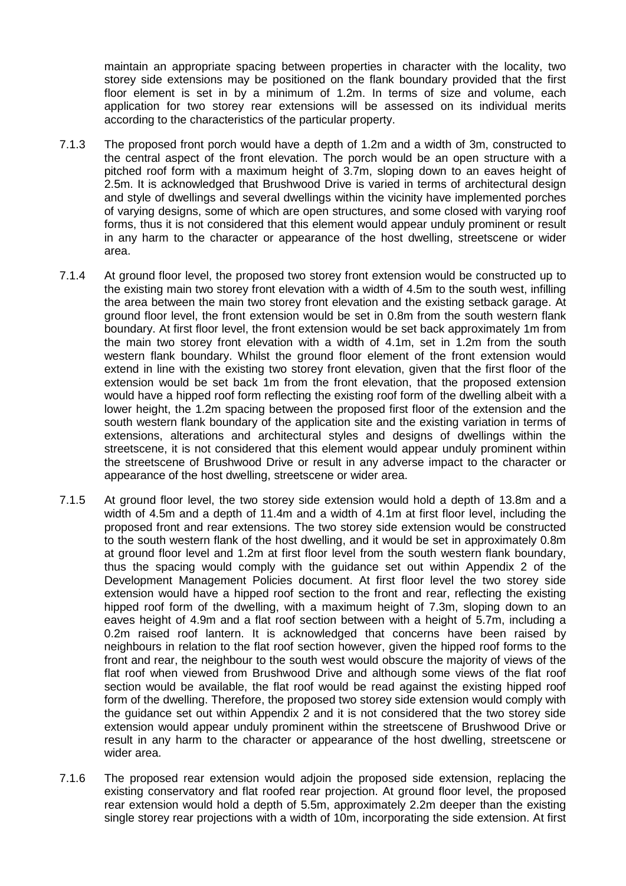maintain an appropriate spacing between properties in character with the locality, two storey side extensions may be positioned on the flank boundary provided that the first floor element is set in by a minimum of 1.2m. In terms of size and volume, each application for two storey rear extensions will be assessed on its individual merits according to the characteristics of the particular property.

7.1.3 The proposed front porch would have a depth of 1.2m and a width of 3m, constructed to the central aspect of the front elevation. The porch would be an open structure with a pitched roof form with a maximum height of 3.7m, sloping down to an eaves height of 2.5m. It is acknowledged that Brushwood Drive is varied in terms of architectural design and style of dwellings and several dwellings within the vicinity have implemented porches of varying designs, some of which are open structures, and some closed with varying roof forms, thus it is not considered that this element would appear unduly prominent or result in any harm to the character or appearance of the host dwelling, streetscene or wider area.

7.1.4 At ground floor level, the proposed two storey front extension would be constructed up to the existing main two storey front elevation with a width of 4.5m to the south west, infilling the area between the main two storey front elevation and the existing setback garage. At ground floor level, the front extension would be set in 0.8m from the south western flank boundary. At first floor level, the front extension would be set back approximately 1m from the main two storey front elevation with a width of 4.1m, set in 1.2m from the south western flank boundary. Whilst the ground floor element of the front extension would extend in line with the existing two storey front elevation, given that the first floor of the extension would be set back 1m from the front elevation, that the proposed extension would have a hipped roof form reflecting the existing roof form of the dwelling albeit with a lower height, the 1.2m spacing between the proposed first floor of the extension and the south western flank boundary of the application site and the existing variation in terms of extensions, alterations and architectural styles and designs of dwellings within the streetscene, it is not considered that this element would appear unduly prominent within the streetscene of Brushwood Drive or result in any adverse impact to the character or appearance of the host dwelling, streetscene or wider area.

7.1.5 At ground floor level, the two storey side extension would hold a depth of 13.8m and a width of 4.5m and a depth of 11.4m and a width of 4.1m at first floor level, including the proposed front and rear extensions. The two storey side extension would be constructed to the south western flank of the host dwelling, and it would be set in approximately 0.8m at ground floor level and 1.2m at first floor level from the south western flank boundary, thus the spacing would comply with the guidance set out within Appendix 2 of the Development Management Policies document. At first floor level the two storey side extension would have a hipped roof section to the front and rear, reflecting the existing hipped roof form of the dwelling, with a maximum height of 7.3m, sloping down to an eaves height of 4.9m and a flat roof section between with a height of 5.7m, including a 0.2m raised roof lantern. It is acknowledged that concerns have been raised by neighbours in relation to the flat roof section however, given the hipped roof forms to the front and rear, the neighbour to the south west would obscure the majority of views of the flat roof when viewed from Brushwood Drive and although some views of the flat roof section would be available, the flat roof would be read against the existing hipped roof form of the dwelling. Therefore, the proposed two storey side extension would comply with the guidance set out within Appendix 2 and it is not considered that the two storey side extension would appear unduly prominent within the streetscene of Brushwood Drive or result in any harm to the character or appearance of the host dwelling, streetscene or wider area.

7.1.6 The proposed rear extension would adjoin the proposed side extension, replacing the existing conservatory and flat roofed rear projection. At ground floor level, the proposed rear extension would hold a depth of 5.5m, approximately 2.2m deeper than the existing single storey rear projections with a width of 10m, incorporating the side extension. At first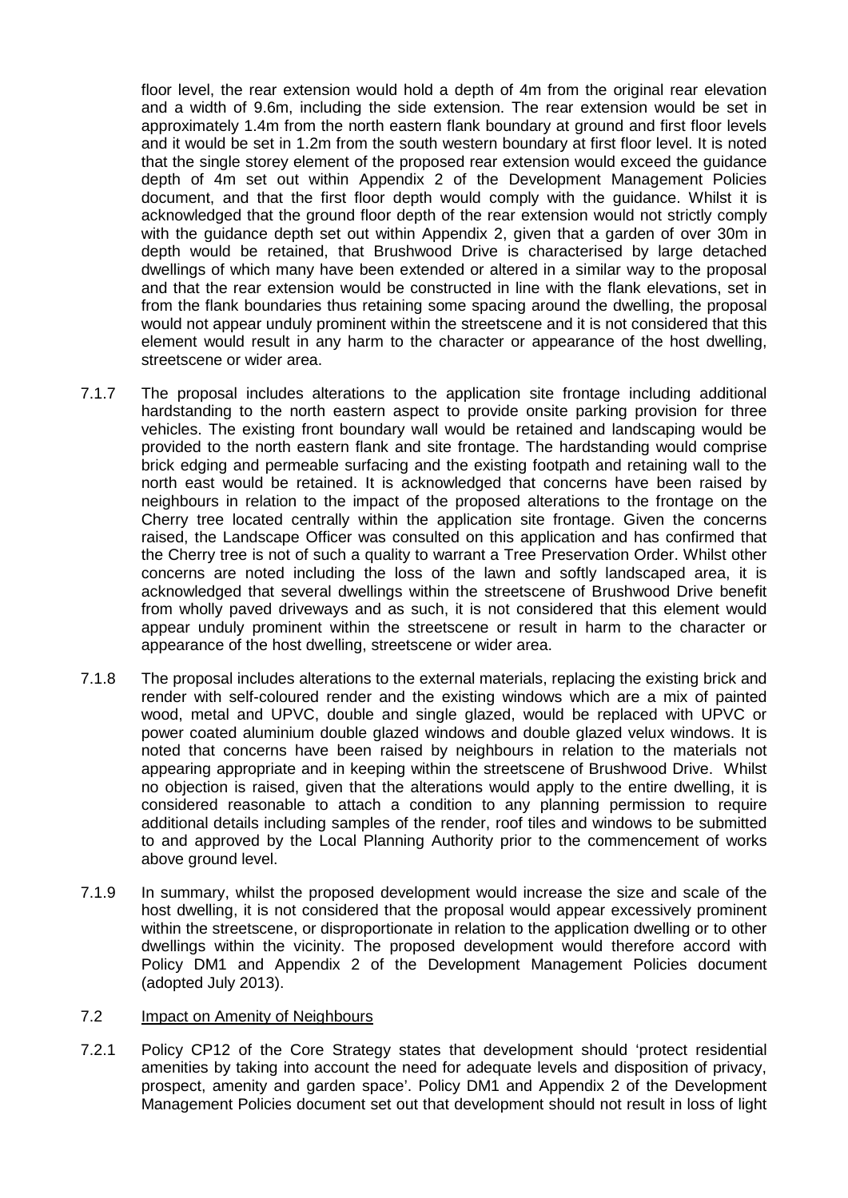floor level, the rear extension would hold a depth of 4m from the original rear elevation and a width of 9.6m, including the side extension. The rear extension would be set in approximately 1.4m from the north eastern flank boundary at ground and first floor levels and it would be set in 1.2m from the south western boundary at first floor level. It is noted that the single storey element of the proposed rear extension would exceed the guidance depth of 4m set out within Appendix 2 of the Development Management Policies document, and that the first floor depth would comply with the guidance. Whilst it is acknowledged that the ground floor depth of the rear extension would not strictly comply with the guidance depth set out within Appendix 2, given that a garden of over 30m in depth would be retained, that Brushwood Drive is characterised by large detached dwellings of which many have been extended or altered in a similar way to the proposal and that the rear extension would be constructed in line with the flank elevations, set in from the flank boundaries thus retaining some spacing around the dwelling, the proposal would not appear unduly prominent within the streetscene and it is not considered that this element would result in any harm to the character or appearance of the host dwelling, streetscene or wider area.

7.1.7 The proposal includes alterations to the application site frontage including additional hardstanding to the north eastern aspect to provide onsite parking provision for three vehicles. The existing front boundary wall would be retained and landscaping would be provided to the north eastern flank and site frontage. The hardstanding would comprise brick edging and permeable surfacing and the existing footpath and retaining wall to the north east would be retained. It is acknowledged that concerns have been raised by neighbours in relation to the impact of the proposed alterations to the frontage on the Cherry tree located centrally within the application site frontage. Given the concerns raised, the Landscape Officer was consulted on this application and has confirmed that the Cherry tree is not of such a quality to warrant a Tree Preservation Order. Whilst other concerns are noted including the loss of the lawn and softly landscaped area, it is acknowledged that several dwellings within the streetscene of Brushwood Drive benefit from wholly paved driveways and as such, it is not considered that this element would appear unduly prominent within the streetscene or result in harm to the character or appearance of the host dwelling, streetscene or wider area.

7.1.8 The proposal includes alterations to the external materials, replacing the existing brick and render with self-coloured render and the existing windows which are a mix of painted wood, metal and UPVC, double and single glazed, would be replaced with UPVC or power coated aluminium double glazed windows and double glazed velux windows. It is noted that concerns have been raised by neighbours in relation to the materials not appearing appropriate and in keeping within the streetscene of Brushwood Drive. Whilst no objection is raised, given that the alterations would apply to the entire dwelling, it is considered reasonable to attach a condition to any planning permission to require additional details including samples of the render, roof tiles and windows to be submitted to and approved by the Local Planning Authority prior to the commencement of works above ground level.

7.1.9 In summary, whilst the proposed development would increase the size and scale of the host dwelling, it is not considered that the proposal would appear excessively prominent within the streetscene, or disproportionate in relation to the application dwelling or to other dwellings within the vicinity. The proposed development would therefore accord with Policy DM1 and Appendix 2 of the Development Management Policies document (adopted July 2013).

## 7.2 Impact on Amenity of Neighbours

7.2.1 Policy CP12 of the Core Strategy states that development should 'protect residential amenities by taking into account the need for adequate levels and disposition of privacy, prospect, amenity and garden space'. Policy DM1 and Appendix 2 of the Development Management Policies document set out that development should not result in loss of light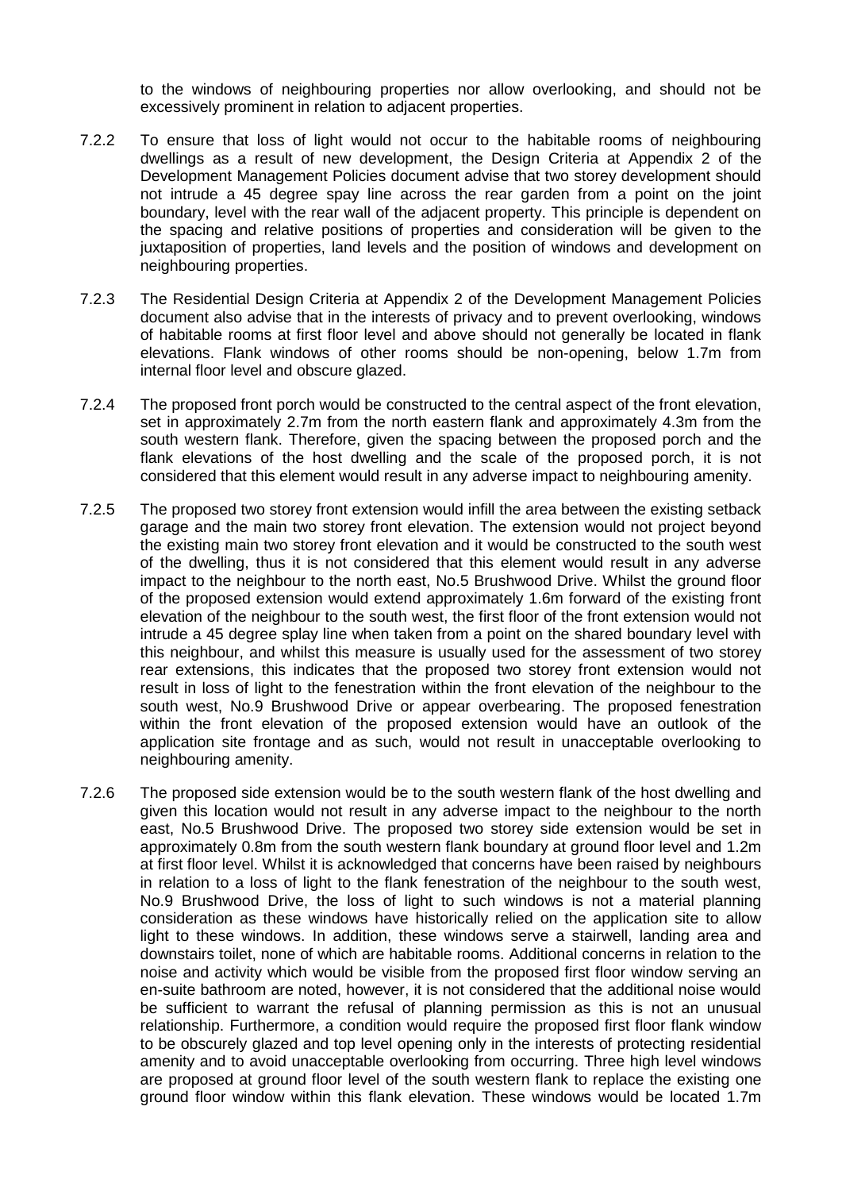to the windows of neighbouring properties nor allow overlooking, and should not be excessively prominent in relation to adjacent properties.

7.2.2 To ensure that loss of light would not occur to the habitable rooms of neighbouring dwellings as a result of new development, the Design Criteria at Appendix 2 of the Development Management Policies document advise that two storey development should not intrude a 45 degree spay line across the rear garden from a point on the joint boundary, level with the rear wall of the adjacent property. This principle is dependent on the spacing and relative positions of properties and consideration will be given to the juxtaposition of properties, land levels and the position of windows and development on neighbouring properties.

7.2.3 The Residential Design Criteria at Appendix 2 of the Development Management Policies document also advise that in the interests of privacy and to prevent overlooking, windows of habitable rooms at first floor level and above should not generally be located in flank elevations. Flank windows of other rooms should be non-opening, below 1.7m from internal floor level and obscure glazed.

7.2.4 The proposed front porch would be constructed to the central aspect of the front elevation, set in approximately 2.7m from the north eastern flank and approximately 4.3m from the south western flank. Therefore, given the spacing between the proposed porch and the flank elevations of the host dwelling and the scale of the proposed porch, it is not considered that this element would result in any adverse impact to neighbouring amenity.

7.2.5 The proposed two storey front extension would infill the area between the existing setback garage and the main two storey front elevation. The extension would not project beyond the existing main two storey front elevation and it would be constructed to the south west of the dwelling, thus it is not considered that this element would result in any adverse impact to the neighbour to the north east, No.5 Brushwood Drive. Whilst the ground floor of the proposed extension would extend approximately 1.6m forward of the existing front elevation of the neighbour to the south west, the first floor of the front extension would not intrude a 45 degree splay line when taken from a point on the shared boundary level with this neighbour, and whilst this measure is usually used for the assessment of two storey rear extensions, this indicates that the proposed two storey front extension would not result in loss of light to the fenestration within the front elevation of the neighbour to the south west, No.9 Brushwood Drive or appear overbearing. The proposed fenestration within the front elevation of the proposed extension would have an outlook of the application site frontage and as such, would not result in unacceptable overlooking to neighbouring amenity.

7.2.6 The proposed side extension would be to the south western flank of the host dwelling and given this location would not result in any adverse impact to the neighbour to the north east, No.5 Brushwood Drive. The proposed two storey side extension would be set in approximately 0.8m from the south western flank boundary at ground floor level and 1.2m at first floor level. Whilst it is acknowledged that concerns have been raised by neighbours in relation to a loss of light to the flank fenestration of the neighbour to the south west, No.9 Brushwood Drive, the loss of light to such windows is not a material planning consideration as these windows have historically relied on the application site to allow light to these windows. In addition, these windows serve a stairwell, landing area and downstairs toilet, none of which are habitable rooms. Additional concerns in relation to the noise and activity which would be visible from the proposed first floor window serving an en-suite bathroom are noted, however, it is not considered that the additional noise would be sufficient to warrant the refusal of planning permission as this is not an unusual relationship. Furthermore, a condition would require the proposed first floor flank window to be obscurely glazed and top level opening only in the interests of protecting residential amenity and to avoid unacceptable overlooking from occurring. Three high level windows are proposed at ground floor level of the south western flank to replace the existing one ground floor window within this flank elevation. These windows would be located 1.7m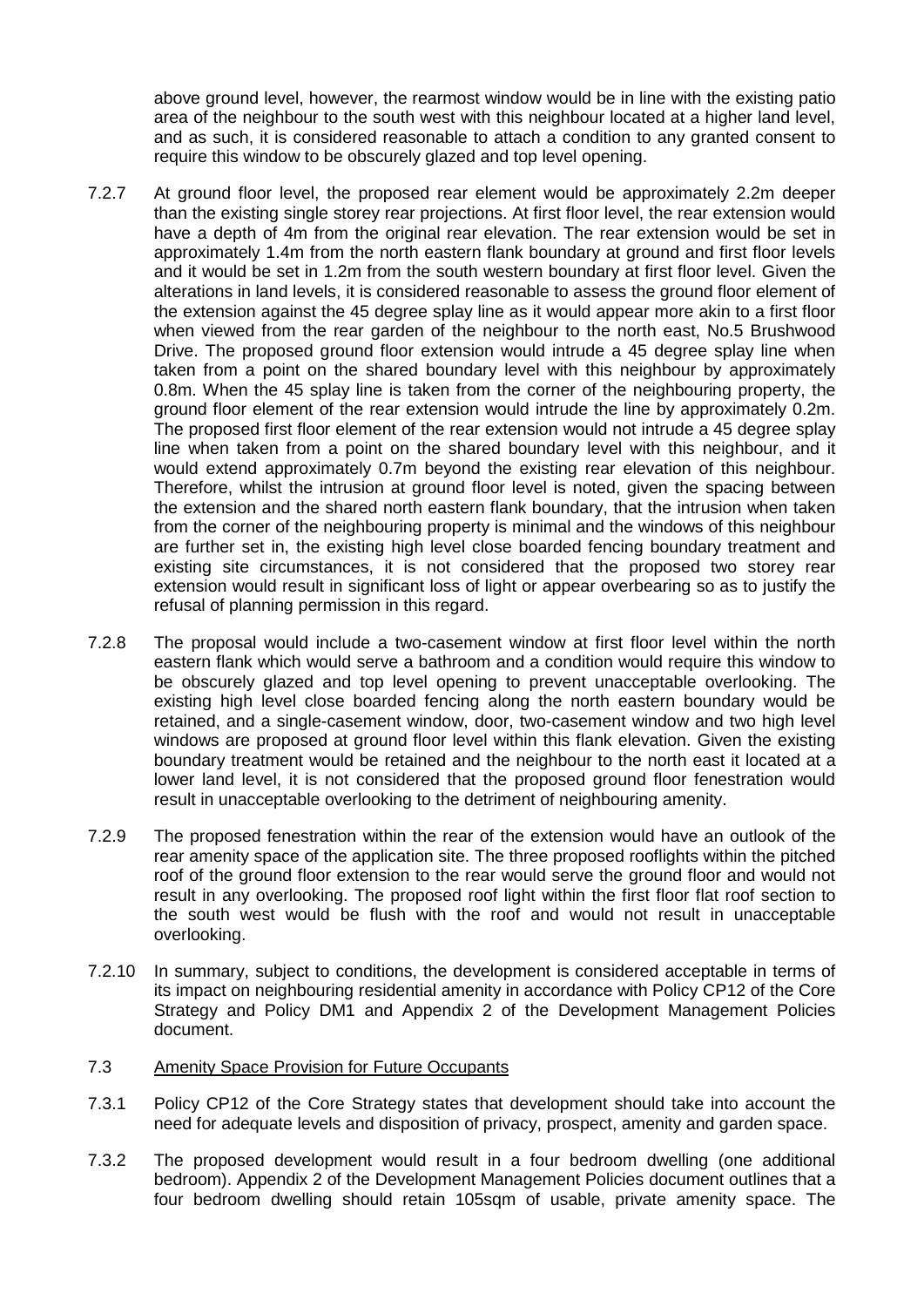above ground level, however, the rearmost window would be in line with the existing patio area of the neighbour to the south west with this neighbour located at a higher land level, and as such, it is considered reasonable to attach a condition to any granted consent to require this window to be obscurely glazed and top level opening.

7.2.7 At ground floor level, the proposed rear element would be approximately 2.2m deeper than the existing single storey rear projections. At first floor level, the rear extension would have a depth of 4m from the original rear elevation. The rear extension would be set in approximately 1.4m from the north eastern flank boundary at ground and first floor levels and it would be set in 1.2m from the south western boundary at first floor level. Given the alterations in land levels, it is considered reasonable to assess the ground floor element of the extension against the 45 degree splay line as it would appear more akin to a first floor when viewed from the rear garden of the neighbour to the north east, No.5 Brushwood Drive. The proposed ground floor extension would intrude a 45 degree splay line when taken from a point on the shared boundary level with this neighbour by approximately 0.8m. When the 45 splay line is taken from the corner of the neighbouring property, the ground floor element of the rear extension would intrude the line by approximately 0.2m. The proposed first floor element of the rear extension would not intrude a 45 degree splay line when taken from a point on the shared boundary level with this neighbour, and it would extend approximately 0.7m beyond the existing rear elevation of this neighbour. Therefore, whilst the intrusion at ground floor level is noted, given the spacing between the extension and the shared north eastern flank boundary, that the intrusion when taken from the corner of the neighbouring property is minimal and the windows of this neighbour are further set in, the existing high level close boarded fencing boundary treatment and existing site circumstances, it is not considered that the proposed two storey rear extension would result in significant loss of light or appear overbearing so as to justify the refusal of planning permission in this regard.

7.2.8 The proposal would include a two-casement window at first floor level within the north eastern flank which would serve a bathroom and a condition would require this window to be obscurely glazed and top level opening to prevent unacceptable overlooking. The existing high level close boarded fencing along the north eastern boundary would be retained, and a single-casement window, door, two-casement window and two high level windows are proposed at ground floor level within this flank elevation. Given the existing boundary treatment would be retained and the neighbour to the north east it located at a lower land level, it is not considered that the proposed ground floor fenestration would result in unacceptable overlooking to the detriment of neighbouring amenity.

7.2.9 The proposed fenestration within the rear of the extension would have an outlook of the rear amenity space of the application site. The three proposed rooflights within the pitched roof of the ground floor extension to the rear would serve the ground floor and would not result in any overlooking. The proposed roof light within the first floor flat roof section to the south west would be flush with the roof and would not result in unacceptable overlooking.

7.2.10 In summary, subject to conditions, the development is considered acceptable in terms of its impact on neighbouring residential amenity in accordance with Policy CP12 of the Core Strategy and Policy DM1 and Appendix 2 of the Development Management Policies document.

7.3 Amenity Space Provision for Future Occupants

7.3.1 Policy CP12 of the Core Strategy states that development should take into account the need for adequate levels and disposition of privacy, prospect, amenity and garden space.

7.3.2 The proposed development would result in a four bedroom dwelling (one additional bedroom). Appendix 2 of the Development Management Policies document outlines that a four bedroom dwelling should retain 105sqm of usable, private amenity space. The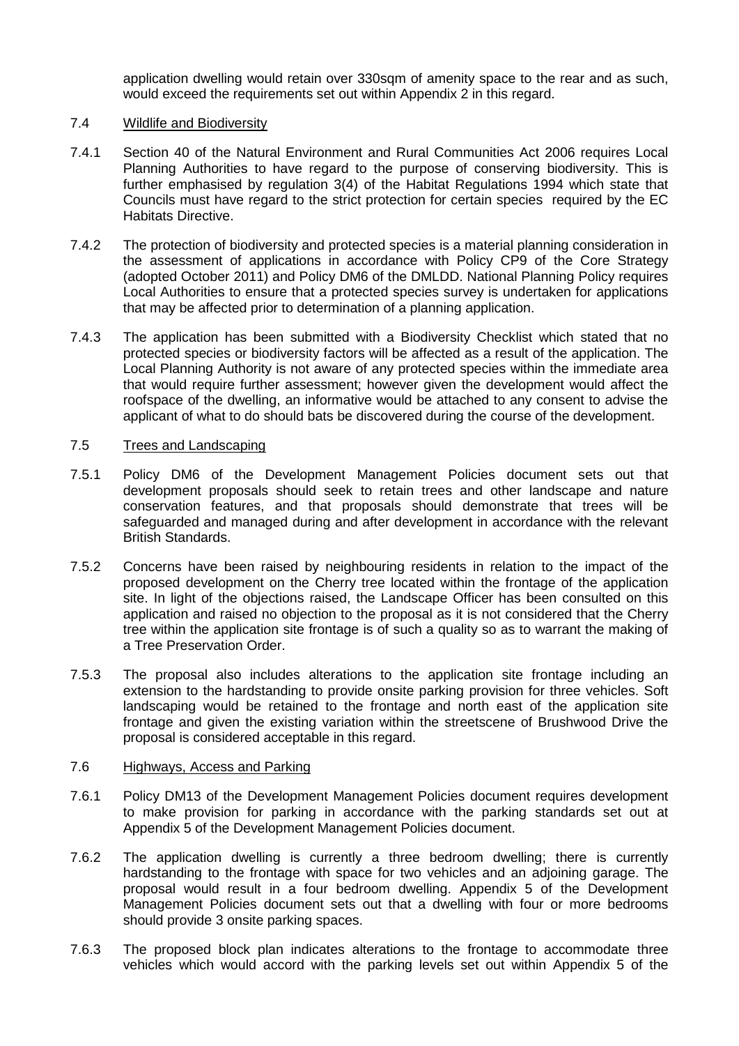application dwelling would retain over 330sqm of amenity space to the rear and as such, would exceed the requirements set out within Appendix 2 in this regard.

7.4 Wildlife and Biodiversity

7.4.1 Section 40 of the Natural Environment and Rural Communities Act 2006 requires Local Planning Authorities to have regard to the purpose of conserving biodiversity. This is further emphasised by regulation 3(4) of the Habitat Regulations 1994 which state that Councils must have regard to the strict protection for certain species required by the EC Habitats Directive.

7.4.2 The protection of biodiversity and protected species is a material planning consideration in the assessment of applications in accordance with Policy CP9 of the Core Strategy (adopted October 2011) and Policy DM6 of the DMLDD. National Planning Policy requires Local Authorities to ensure that a protected species survey is undertaken for applications that may be affected prior to determination of a planning application.

7.4.3 The application has been submitted with a Biodiversity Checklist which stated that no protected species or biodiversity factors will be affected as a result of the application. The Local Planning Authority is not aware of any protected species within the immediate area that would require further assessment; however given the development would affect the roofspace of the dwelling, an informative would be attached to any consent to advise the applicant of what to do should bats be discovered during the course of the development.

7.5 Trees and Landscaping

7.5.1 Policy DM6 of the Development Management Policies document sets out that development proposals should seek to retain trees and other landscape and nature conservation features, and that proposals should demonstrate that trees will be safeguarded and managed during and after development in accordance with the relevant British Standards.

7.5.2 Concerns have been raised by neighbouring residents in relation to the impact of the proposed development on the Cherry tree located within the frontage of the application site. In light of the objections raised, the Landscape Officer has been consulted on this application and raised no objection to the proposal as it is not considered that the Cherry tree within the application site frontage is of such a quality so as to warrant the making of a Tree Preservation Order.

7.5.3 The proposal also includes alterations to the application site frontage including an extension to the hardstanding to provide onsite parking provision for three vehicles. Soft landscaping would be retained to the frontage and north east of the application site frontage and given the existing variation within the streetscene of Brushwood Drive the proposal is considered acceptable in this regard.

7.6 Highways, Access and Parking

7.6.1 Policy DM13 of the Development Management Policies document requires development to make provision for parking in accordance with the parking standards set out at Appendix 5 of the Development Management Policies document.

7.6.2 The application dwelling is currently a three bedroom dwelling; there is currently hardstanding to the frontage with space for two vehicles and an adjoining garage. The proposal would result in a four bedroom dwelling. Appendix 5 of the Development Management Policies document sets out that a dwelling with four or more bedrooms should provide 3 onsite parking spaces.

7.6.3 The proposed block plan indicates alterations to the frontage to accommodate three vehicles which would accord with the parking levels set out within Appendix 5 of the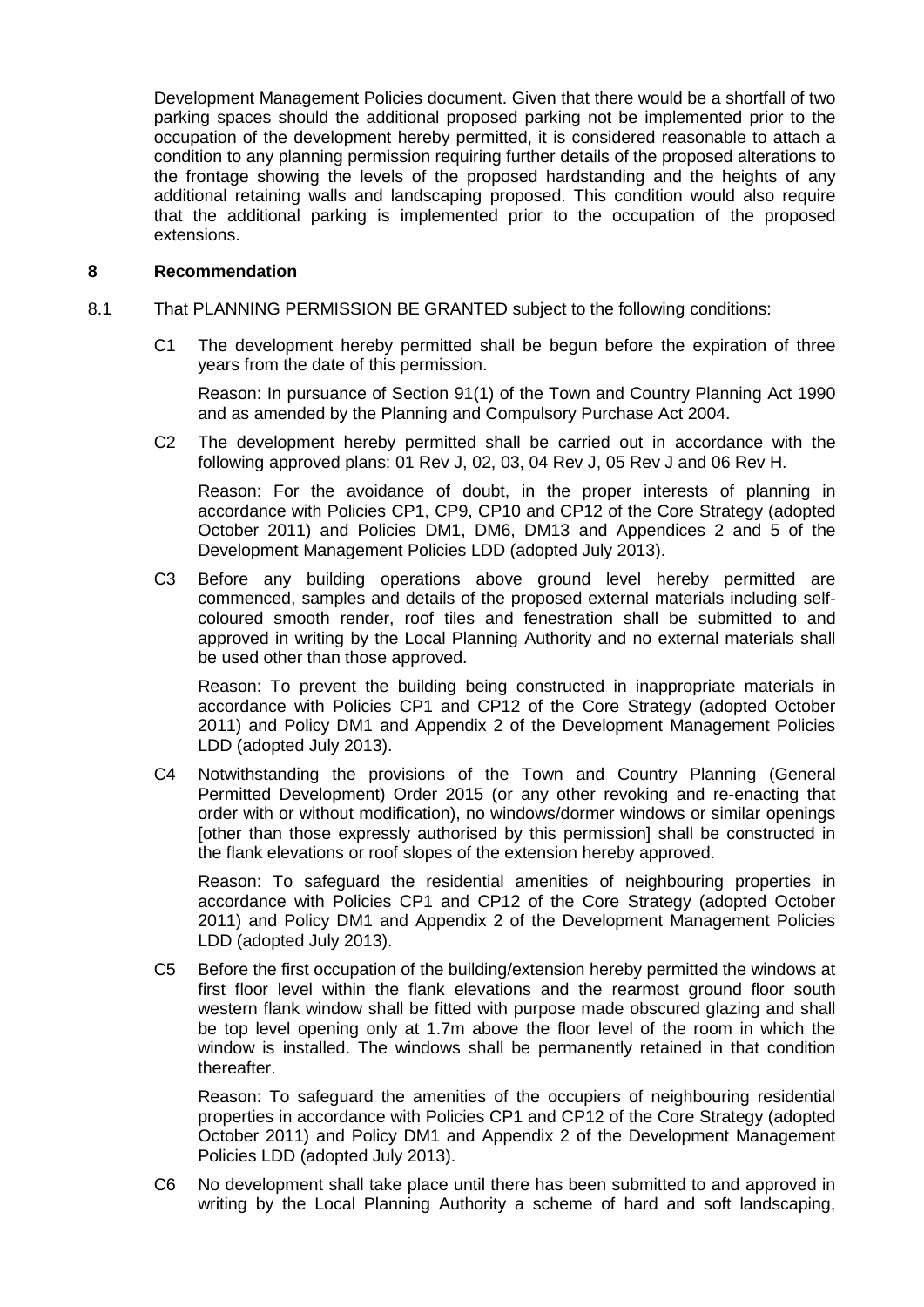Development Management Policies document. Given that there would be a shortfall of two parking spaces should the additional proposed parking not be implemented prior to the occupation of the development hereby permitted, it is considered reasonable to attach a condition to any planning permission requiring further details of the proposed alterations to the frontage showing the levels of the proposed hardstanding and the heights of any additional retaining walls and landscaping proposed. This condition would also require that the additional parking is implemented prior to the occupation of the proposed extensions.

## 8 Recommendation

8.1 That PLANNING PERMISSION BE GRANTED subject to the following conditions:

C1 The development hereby permitted shall be begun before the expiration of three years from the date of this permission.

Reason: In pursuance of Section 91(1) of the Town and Country Planning Act 1990 and as amended by the Planning and Compulsory Purchase Act 2004.

C2 The development hereby permitted shall be carried out in accordance with the following approved plans: 01 Rev J, 02, 03, 04 Rev J, 05 Rev J and 06 Rev H.

Reason: For the avoidance of doubt, in the proper interests of planning in accordance with Policies CP1, CP9, CP10 and CP12 of the Core Strategy (adopted October 2011) and Policies DM1, DM6, DM13 and Appendices 2 and 5 of the Development Management Policies LDD (adopted July 2013).

C3 Before any building operations above ground level hereby permitted are commenced, samples and details of the proposed external materials including self-coloured smooth render, roof tiles and fenestration shall be submitted to and approved in writing by the Local Planning Authority and no external materials shall be used other than those approved.

Reason: To prevent the building being constructed in inappropriate materials in accordance with Policies CP1 and CP12 of the Core Strategy (adopted October 2011) and Policy DM1 and Appendix 2 of the Development Management Policies LDD (adopted July 2013).

C4 Notwithstanding the provisions of the Town and Country Planning (General Permitted Development) Order 2015 (or any other revoking and re-enacting that order with or without modification), no windows/dormer windows or similar openings [other than those expressly authorised by this permission] shall be constructed in the flank elevations or roof slopes of the extension hereby approved.

Reason: To safeguard the residential amenities of neighbouring properties in accordance with Policies CP1 and CP12 of the Core Strategy (adopted October 2011) and Policy DM1 and Appendix 2 of the Development Management Policies LDD (adopted July 2013).

C5 Before the first occupation of the building/extension hereby permitted the windows at first floor level within the flank elevations and the rearmost ground floor south western flank window shall be fitted with purpose made obscured glazing and shall be top level opening only at 1.7m above the floor level of the room in which the window is installed. The windows shall be permanently retained in that condition thereafter.

Reason: To safeguard the amenities of the occupiers of neighbouring residential properties in accordance with Policies CP1 and CP12 of the Core Strategy (adopted October 2011) and Policy DM1 and Appendix 2 of the Development Management Policies LDD (adopted July 2013).

C6 No development shall take place until there has been submitted to and approved in writing by the Local Planning Authority a scheme of hard and soft landscaping,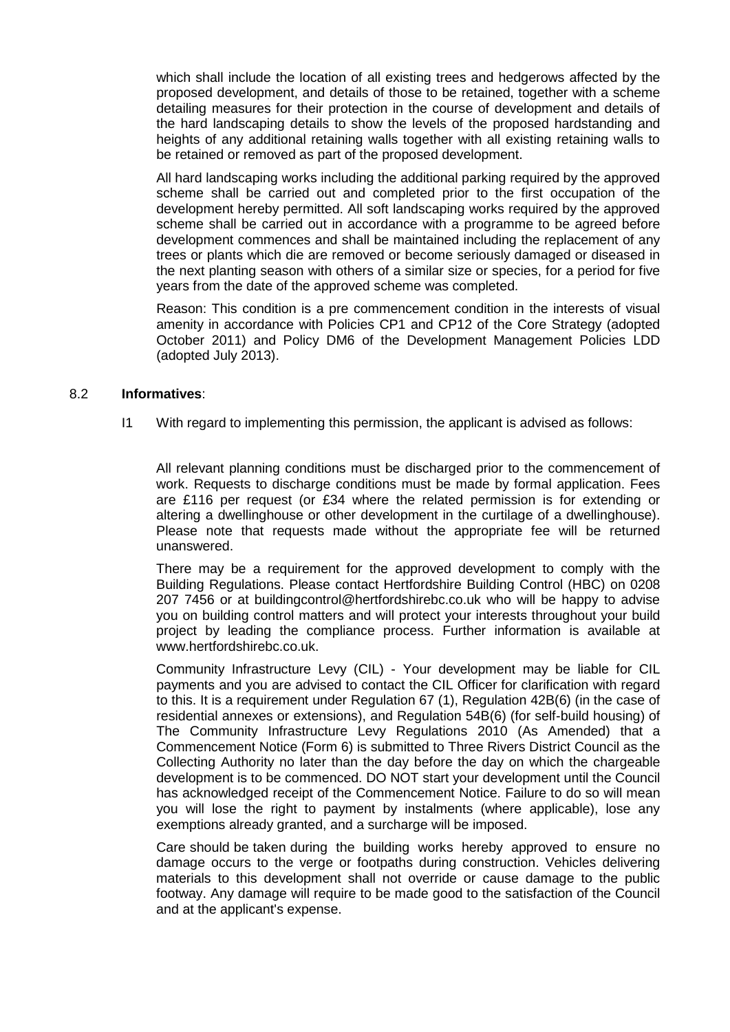which shall include the location of all existing trees and hedgerows affected by the proposed development, and details of those to be retained, together with a scheme detailing measures for their protection in the course of development and details of the hard landscaping details to show the levels of the proposed hardstanding and heights of any additional retaining walls together with all existing retaining walls to be retained or removed as part of the proposed development.

All hard landscaping works including the additional parking required by the approved scheme shall be carried out and completed prior to the first occupation of the development hereby permitted. All soft landscaping works required by the approved scheme shall be carried out in accordance with a programme to be agreed before development commences and shall be maintained including the replacement of any trees or plants which die are removed or become seriously damaged or diseased in the next planting season with others of a similar size or species, for a period for five years from the date of the approved scheme was completed.

Reason: This condition is a pre commencement condition in the interests of visual amenity in accordance with Policies CP1 and CP12 of the Core Strategy (adopted October 2011) and Policy DM6 of the Development Management Policies LDD (adopted July 2013).

8.2 **Informatives**:

I1 With regard to implementing this permission, the applicant is advised as follows:

All relevant planning conditions must be discharged prior to the commencement of work. Requests to discharge conditions must be made by formal application. Fees are £116 per request (or £34 where the related permission is for extending or altering a dwellinghouse or other development in the curtilage of a dwellinghouse). Please note that requests made without the appropriate fee will be returned unanswered.

There may be a requirement for the approved development to comply with the Building Regulations. Please contact Hertfordshire Building Control (HBC) on 0208 207 7456 or at buildingcontrol@hertfordshirebc.co.uk who will be happy to advise you on building control matters and will protect your interests throughout your build project by leading the compliance process. Further information is available at www.hertfordshirebc.co.uk.

Community Infrastructure Levy (CIL) - Your development may be liable for CIL payments and you are advised to contact the CIL Officer for clarification with regard to this. It is a requirement under Regulation 67 (1), Regulation 42B(6) (in the case of residential annexes or extensions), and Regulation 54B(6) (for self-build housing) of The Community Infrastructure Levy Regulations 2010 (As Amended) that a Commencement Notice (Form 6) is submitted to Three Rivers District Council as the Collecting Authority no later than the day before the day on which the chargeable development is to be commenced. DO NOT start your development until the Council has acknowledged receipt of the Commencement Notice. Failure to do so will mean you will lose the right to payment by instalments (where applicable), lose any exemptions already granted, and a surcharge will be imposed.

Care should be taken during the building works hereby approved to ensure no damage occurs to the verge or footpaths during construction. Vehicles delivering materials to this development shall not override or cause damage to the public footway. Any damage will require to be made good to the satisfaction of the Council and at the applicant's expense.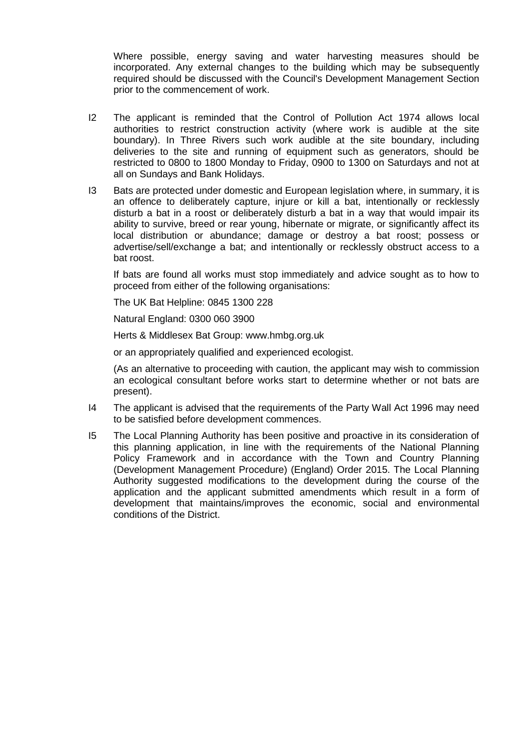Where possible, energy saving and water harvesting measures should be incorporated. Any external changes to the building which may be subsequently required should be discussed with the Council's Development Management Section prior to the commencement of work.

I2 The applicant is reminded that the Control of Pollution Act 1974 allows local authorities to restrict construction activity (where work is audible at the site boundary). In Three Rivers such work audible at the site boundary, including deliveries to the site and running of equipment such as generators, should be restricted to 0800 to 1800 Monday to Friday, 0900 to 1300 on Saturdays and not at all on Sundays and Bank Holidays.

I3 Bats are protected under domestic and European legislation where, in summary, it is an offence to deliberately capture, injure or kill a bat, intentionally or recklessly disturb a bat in a roost or deliberately disturb a bat in a way that would impair its ability to survive, breed or rear young, hibernate or migrate, or significantly affect its local distribution or abundance; damage or destroy a bat roost; possess or advertise/sell/exchange a bat; and intentionally or recklessly obstruct access to a bat roost.

If bats are found all works must stop immediately and advice sought as to how to proceed from either of the following organisations:

The UK Bat Helpline: 0845 1300 228

Natural England: 0300 060 3900

Herts & Middlesex Bat Group: www.hmbg.org.uk

or an appropriately qualified and experienced ecologist.

(As an alternative to proceeding with caution, the applicant may wish to commission an ecological consultant before works start to determine whether or not bats are present).

I4 The applicant is advised that the requirements of the Party Wall Act 1996 may need to be satisfied before development commences.

I5 The Local Planning Authority has been positive and proactive in its consideration of this planning application, in line with the requirements of the National Planning Policy Framework and in accordance with the Town and Country Planning (Development Management Procedure) (England) Order 2015. The Local Planning Authority suggested modifications to the development during the course of the application and the applicant submitted amendments which result in a form of development that maintains/improves the economic, social and environmental conditions of the District.